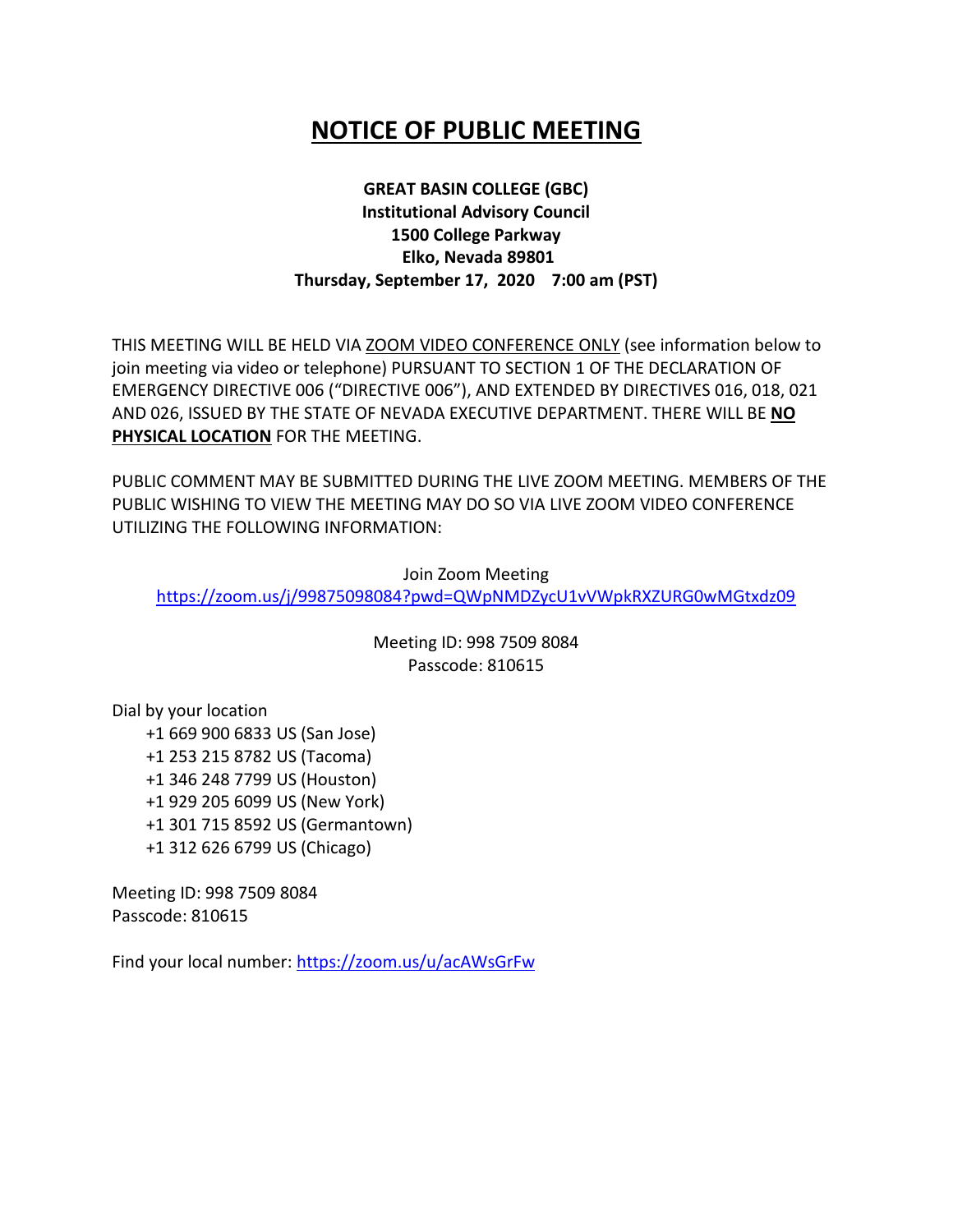# NOTICE OF PUBLIC MEETING

**GREAT BASIN COLLEGE (GBC)**
**Institutional Advisory Council**
**1500 College Parkway**
**Elko, Nevada 89801**
**Thursday, September 17, 2020 7:00 am (PST)**

THIS MEETING WILL BE HELD VIA ZOOM VIDEO CONFERENCE ONLY (see information below to join meeting via video or telephone) PURSUANT TO SECTION 1 OF THE DECLARATION OF EMERGENCY DIRECTIVE 006 ("DIRECTIVE 006"), AND EXTENDED BY DIRECTIVES 016, 018, 021 AND 026, ISSUED BY THE STATE OF NEVADA EXECUTIVE DEPARTMENT. THERE WILL BE **NO PHYSICAL LOCATION** FOR THE MEETING.

PUBLIC COMMENT MAY BE SUBMITTED DURING THE LIVE ZOOM MEETING. MEMBERS OF THE PUBLIC WISHING TO VIEW THE MEETING MAY DO SO VIA LIVE ZOOM VIDEO CONFERENCE UTILIZING THE FOLLOWING INFORMATION:

Join Zoom Meeting
https://zoom.us/j/99875098084?pwd=QWpNMDZycU1vVWpkRXZURG0wMGtxdz09

Meeting ID: 998 7509 8084
Passcode: 810615

Dial by your location
- +1 669 900 6833 US (San Jose)
- +1 253 215 8782 US (Tacoma)
- +1 346 248 7799 US (Houston)
- +1 929 205 6099 US (New York)
- +1 301 715 8592 US (Germantown)
- +1 312 626 6799 US (Chicago)

Meeting ID: 998 7509 8084
Passcode: 810615

Find your local number: https://zoom.us/u/acAWsGrFw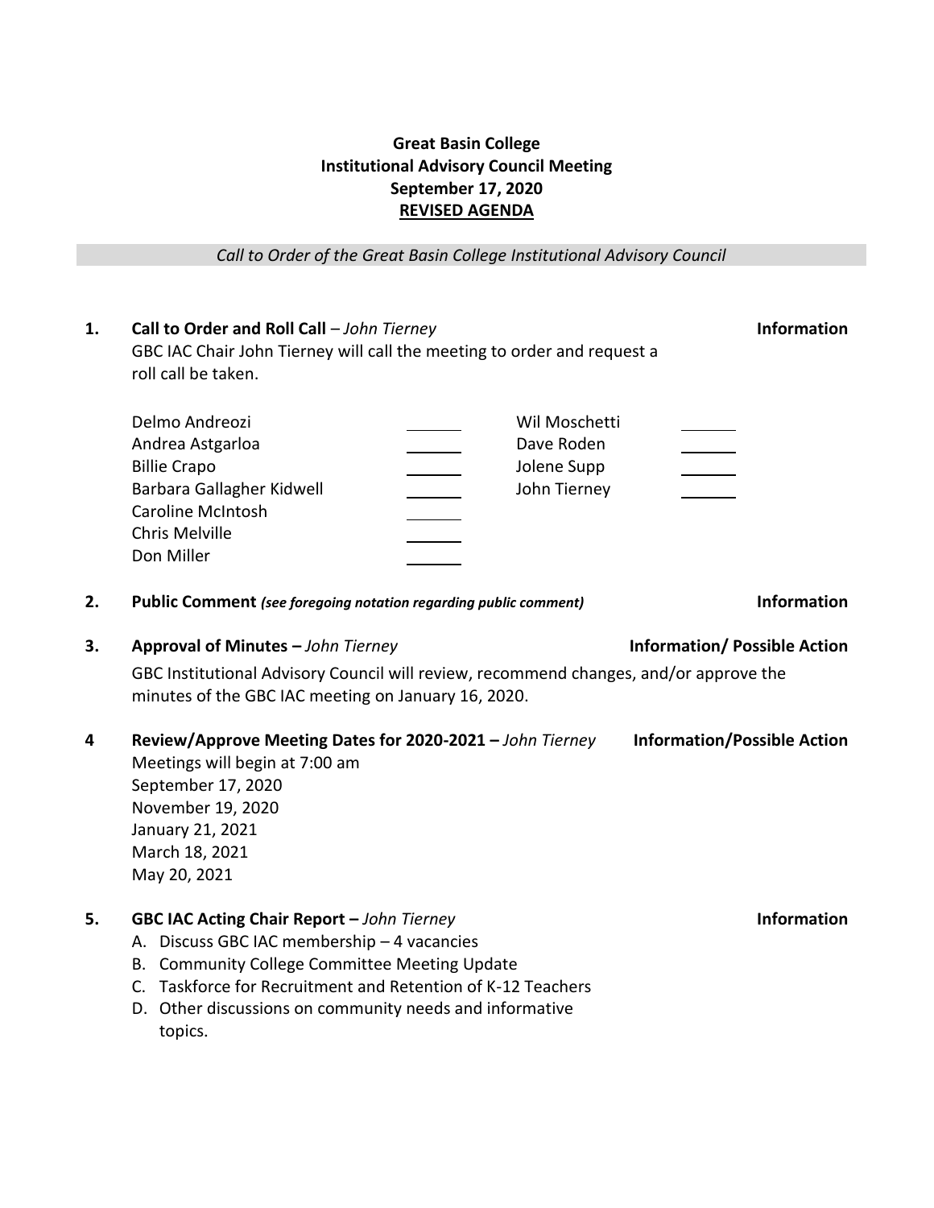**Great Basin College**
**Institutional Advisory Council Meeting**
**September 17, 2020**
**REVISED AGENDA**

*Call to Order of the Great Basin College Institutional Advisory Council*

**1. Call to Order and Roll Call** – *John Tierney* **Information**

GBC IAC Chair John Tierney will call the meeting to order and request a roll call be taken.

| | | | |
|---|---|---|---|
| Delmo Andreozi | _______ | Wil Moschetti | _______ |
| Andrea Astgarloa | _______ | Dave Roden | _______ |
| Billie Crapo | _______ | Jolene Supp | _______ |
| Barbara Gallagher Kidwell | _______ | John Tierney | _______ |
| Caroline McIntosh | _______ | | |
| Chris Melville | _______ | | |
| Don Miller | _______ | | |

**2. Public Comment** ***(see foregoing notation regarding public comment)*** **Information**

**3. Approval of Minutes –** *John Tierney* **Information/ Possible Action**

GBC Institutional Advisory Council will review, recommend changes, and/or approve the minutes of the GBC IAC meeting on January 16, 2020.

**4 Review/Approve Meeting Dates for 2020-2021 –** *John Tierney* **Information/Possible Action**

Meetings will begin at 7:00 am
September 17, 2020
November 19, 2020
January 21, 2021
March 18, 2021
May 20, 2021

**5. GBC IAC Acting Chair Report –** *John Tierney* **Information**

A. Discuss GBC IAC membership – 4 vacancies
B. Community College Committee Meeting Update
C. Taskforce for Recruitment and Retention of K-12 Teachers
D. Other discussions on community needs and informative topics.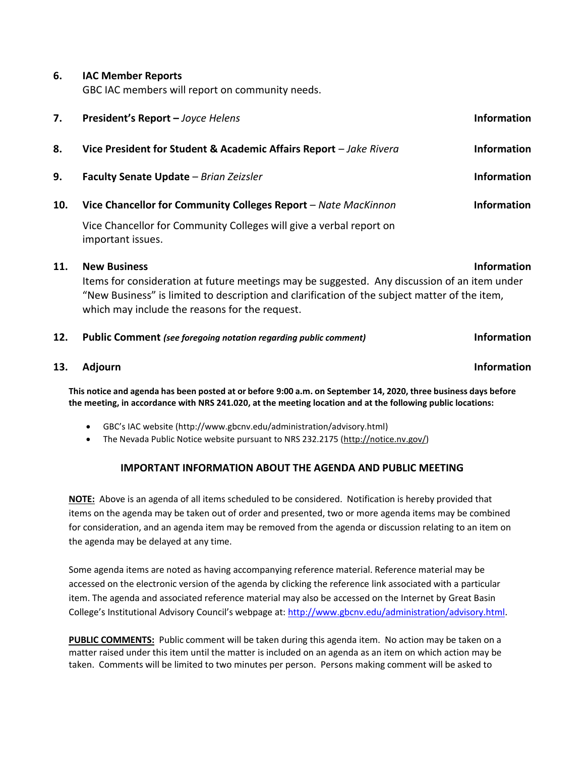**6. IAC Member Reports**
GBC IAC members will report on community needs.

**7. President's Report –** *Joyce Helens* **Information**

**8. Vice President for Student & Academic Affairs Report** – *Jake Rivera* **Information**

**9. Faculty Senate Update** – *Brian Zeizsler* **Information**

**10. Vice Chancellor for Community Colleges Report** – *Nate MacKinnon* **Information**

Vice Chancellor for Community Colleges will give a verbal report on important issues.

**11. New Business** **Information**
Items for consideration at future meetings may be suggested. Any discussion of an item under "New Business" is limited to description and clarification of the subject matter of the item, which may include the reasons for the request.

**12. Public Comment** ***(see foregoing notation regarding public comment)*** **Information**

**13. Adjourn** **Information**

**This notice and agenda has been posted at or before 9:00 a.m. on September 14, 2020, three business days before the meeting, in accordance with NRS 241.020, at the meeting location and at the following public locations:**

- GBC's IAC website (http://www.gbcnv.edu/administration/advisory.html)
- The Nevada Public Notice website pursuant to NRS 232.2175 (http://notice.nv.gov/)

## IMPORTANT INFORMATION ABOUT THE AGENDA AND PUBLIC MEETING

**NOTE:** Above is an agenda of all items scheduled to be considered. Notification is hereby provided that items on the agenda may be taken out of order and presented, two or more agenda items may be combined for consideration, and an agenda item may be removed from the agenda or discussion relating to an item on the agenda may be delayed at any time.

Some agenda items are noted as having accompanying reference material. Reference material may be accessed on the electronic version of the agenda by clicking the reference link associated with a particular item. The agenda and associated reference material may also be accessed on the Internet by Great Basin College's Institutional Advisory Council's webpage at: http://www.gbcnv.edu/administration/advisory.html.

**PUBLIC COMMENTS:** Public comment will be taken during this agenda item. No action may be taken on a matter raised under this item until the matter is included on an agenda as an item on which action may be taken. Comments will be limited to two minutes per person. Persons making comment will be asked to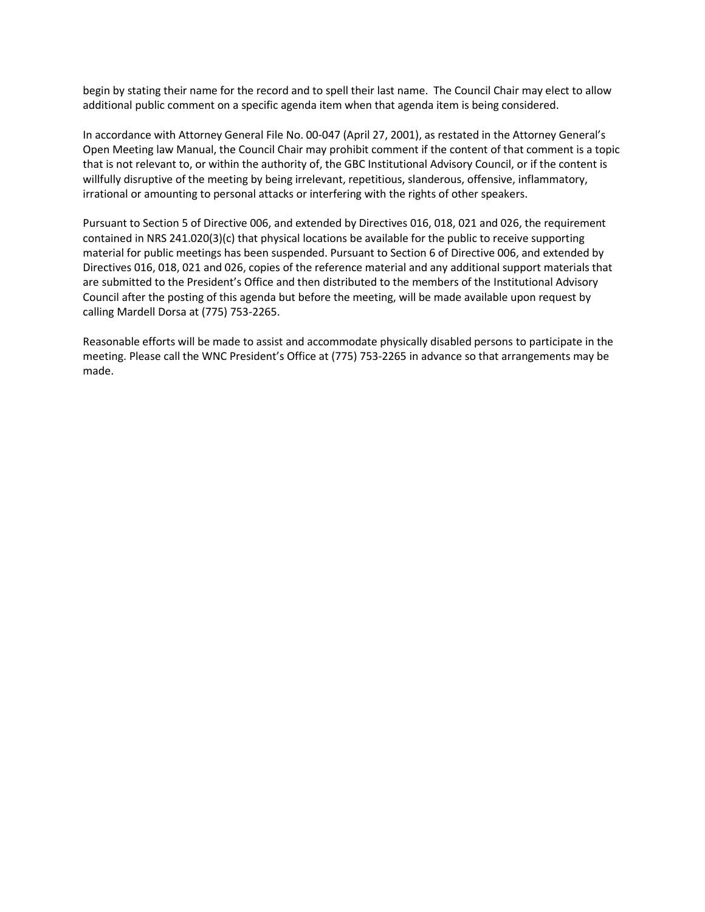begin by stating their name for the record and to spell their last name. The Council Chair may elect to allow additional public comment on a specific agenda item when that agenda item is being considered.

In accordance with Attorney General File No. 00-047 (April 27, 2001), as restated in the Attorney General's Open Meeting law Manual, the Council Chair may prohibit comment if the content of that comment is a topic that is not relevant to, or within the authority of, the GBC Institutional Advisory Council, or if the content is willfully disruptive of the meeting by being irrelevant, repetitious, slanderous, offensive, inflammatory, irrational or amounting to personal attacks or interfering with the rights of other speakers.

Pursuant to Section 5 of Directive 006, and extended by Directives 016, 018, 021 and 026, the requirement contained in NRS 241.020(3)(c) that physical locations be available for the public to receive supporting material for public meetings has been suspended. Pursuant to Section 6 of Directive 006, and extended by Directives 016, 018, 021 and 026, copies of the reference material and any additional support materials that are submitted to the President's Office and then distributed to the members of the Institutional Advisory Council after the posting of this agenda but before the meeting, will be made available upon request by calling Mardell Dorsa at (775) 753-2265.

Reasonable efforts will be made to assist and accommodate physically disabled persons to participate in the meeting. Please call the WNC President's Office at (775) 753-2265 in advance so that arrangements may be made.